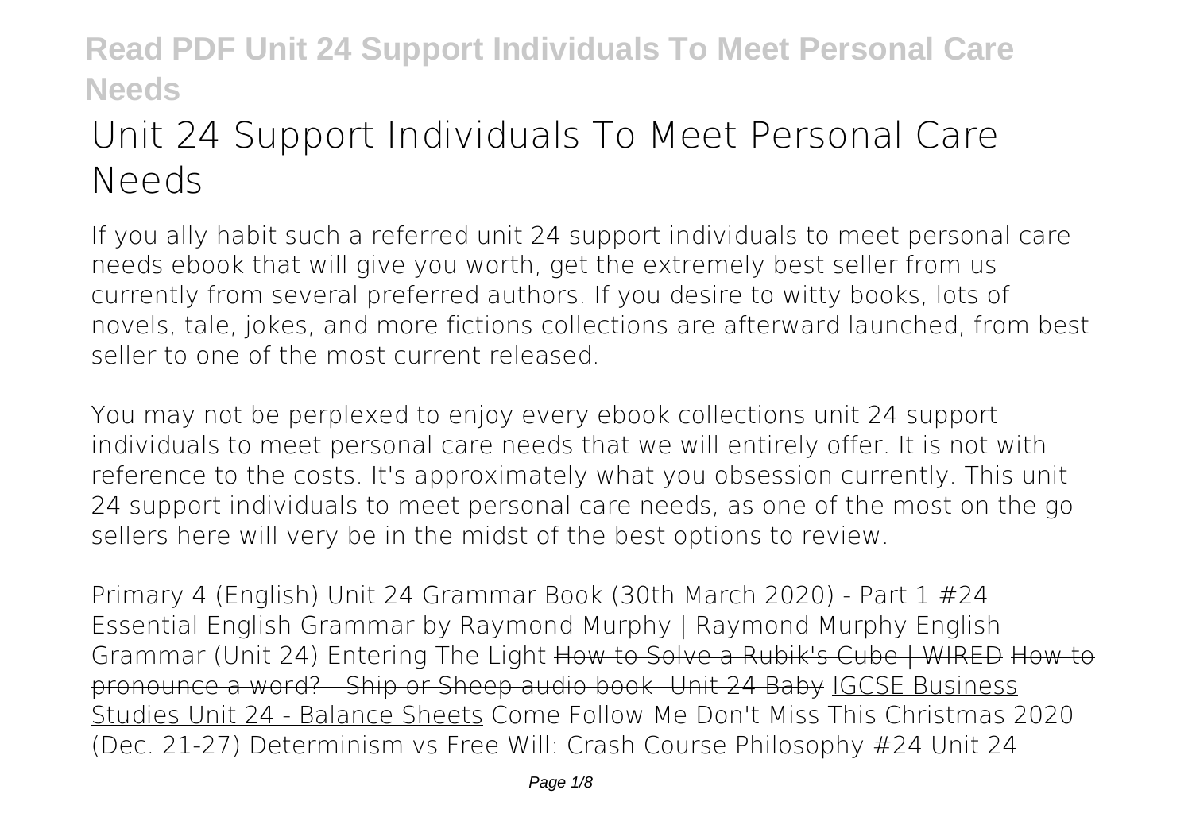# Unit 24 Support Individuals To Meet Personal Care Needs

If you ally habit such a referred unit 24 support individuals to meet personal care needs ebook that will give you worth, get the extremely best seller from us currently from several preferred authors. If you desire to witty books, lots of novels, tale, jokes, and more fictions collections are afterward launched, from best seller to one of the most current released.

You may not be perplexed to enjoy every ebook collections unit 24 support individuals to meet personal care needs that we will entirely offer. It is not with reference to the costs. It's approximately what you obsession currently. This unit 24 support individuals to meet personal care needs, as one of the most on the go sellers here will very be in the midst of the best options to review.

Primary 4 (English) Unit 24 Grammar Book (30th March 2020) - Part 1 #24 Essential English Grammar by Raymond Murphy | Raymond Murphy English Grammar (Unit 24) Entering The Light ~~How to Solve a Rubik's Cube | WIRED~~ ~~How to pronounce a word? - Ship or Sheep audio book- Unit 24 Baby~~ IGCSE Business Studies Unit 24 - Balance Sheets Come Follow Me Don't Miss This Christmas 2020 (Dec. 21-27) Determinism vs Free Will: Crash Course Philosophy #24 Unit 24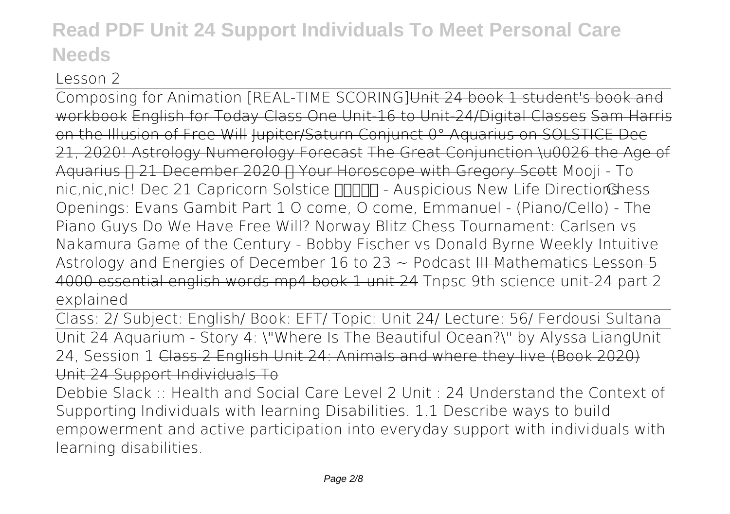Lesson 2

Composing for Animation [REAL-TIME SCORING]~~Unit 24 book 1 student's book and workbook~~ ~~English for Today Class One Unit-16 to Unit-24/Digital Classes~~ ~~Sam Harris on the Illusion of Free Will~~ ~~Jupiter/Saturn Conjunct 0° Aquarius on SOLSTICE Dec 21, 2020! Astrology Numerology Forecast~~ ~~The Great Conjunction \u0026 the Age of Aquarius ✨ 21 December 2020 ✨ Your Horoscope with Gregory Scott~~ Mooji - To nic,nic,nic! Dec 21 Capricorn Solstice ✨✨✨✨ - Auspicious New Life Directions Chess Openings: Evans Gambit Part 1 O come, O come, Emmanuel - (Piano/Cello) - The Piano Guys Do We Have Free Will? Norway Blitz Chess Tournament: Carlsen vs Nakamura Game of the Century - Bobby Fischer vs Donald Byrne Weekly Intuitive Astrology and Energies of December 16 to 23 ~ Podcast ~~III Mathematics Lesson 5~~ ~~4000 essential english words mp4 book 1 unit 24~~ Tnpsc 9th science unit-24 part 2 explained

Class: 2/ Subject: English/ Book: EFT/ Topic: Unit 24/ Lecture: 56/ Ferdousi Sultana

Unit 24 Aquarium - Story 4: "Where Is The Beautiful Ocean?" by Alyssa Liang Unit 24, Session 1 ~~Class 2 English Unit 24: Animals and where they live (Book 2020)~~

~~Unit 24 Support Individuals To~~

Debbie Slack :: Health and Social Care Level 2 Unit : 24 Understand the Context of Supporting Individuals with learning Disabilities. 1.1 Describe ways to build empowerment and active participation into everyday support with individuals with learning disabilities.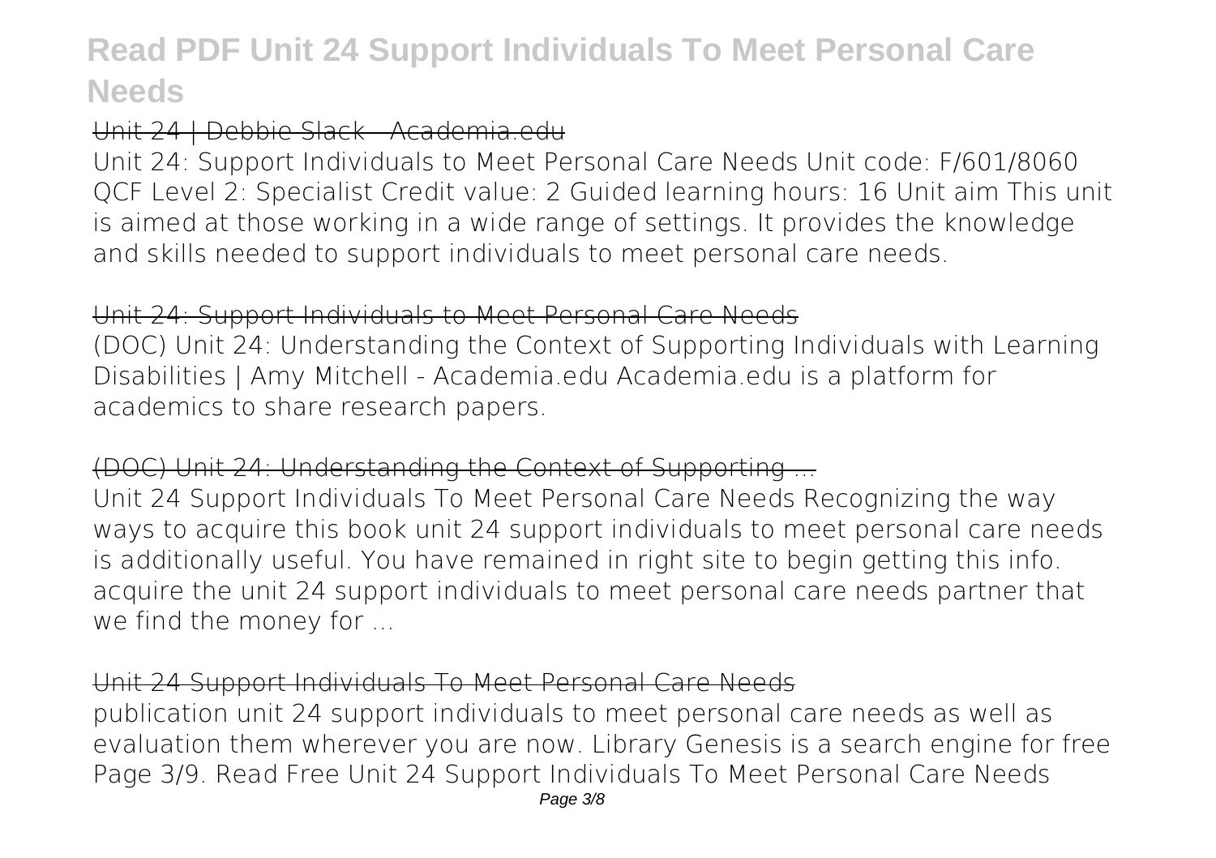## Unit 24 | Debbie Slack - Academia.edu

Unit 24: Support Individuals to Meet Personal Care Needs Unit code: F/601/8060 QCF Level 2: Specialist Credit value: 2 Guided learning hours: 16 Unit aim This unit is aimed at those working in a wide range of settings. It provides the knowledge and skills needed to support individuals to meet personal care needs.

## Unit 24: Support Individuals to Meet Personal Care Needs

(DOC) Unit 24: Understanding the Context of Supporting Individuals with Learning Disabilities | Amy Mitchell - Academia.edu Academia.edu is a platform for academics to share research papers.

## (DOC) Unit 24: Understanding the Context of Supporting ...

Unit 24 Support Individuals To Meet Personal Care Needs Recognizing the way ways to acquire this book unit 24 support individuals to meet personal care needs is additionally useful. You have remained in right site to begin getting this info. acquire the unit 24 support individuals to meet personal care needs partner that we find the money for ...

## Unit 24 Support Individuals To Meet Personal Care Needs

publication unit 24 support individuals to meet personal care needs as well as evaluation them wherever you are now. Library Genesis is a search engine for free Page 3/9. Read Free Unit 24 Support Individuals To Meet Personal Care Needs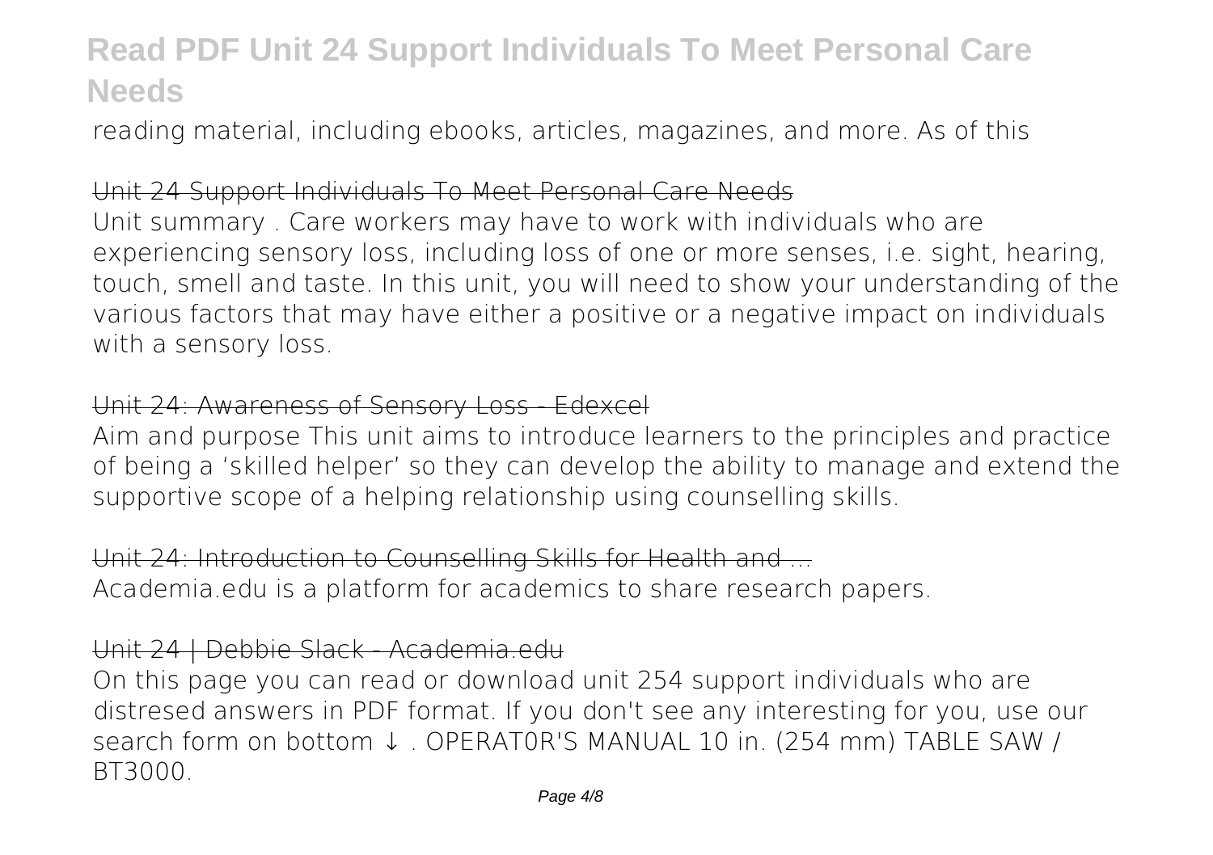reading material, including ebooks, articles, magazines, and more. As of this

## Unit 24 Support Individuals To Meet Personal Care Needs

Unit summary . Care workers may have to work with individuals who are experiencing sensory loss, including loss of one or more senses, i.e. sight, hearing, touch, smell and taste. In this unit, you will need to show your understanding of the various factors that may have either a positive or a negative impact on individuals with a sensory loss.

## Unit 24: Awareness of Sensory Loss - Edexcel

Aim and purpose This unit aims to introduce learners to the principles and practice of being a 'skilled helper' so they can develop the ability to manage and extend the supportive scope of a helping relationship using counselling skills.

## Unit 24: Introduction to Counselling Skills for Health and ...

Academia.edu is a platform for academics to share research papers.

## Unit 24 | Debbie Slack - Academia.edu

On this page you can read or download unit 254 support individuals who are distresed answers in PDF format. If you don't see any interesting for you, use our search form on bottom ↓ . OPERAT0R'S MANUAL 10 in. (254 mm) TABLE SAW / BT3000.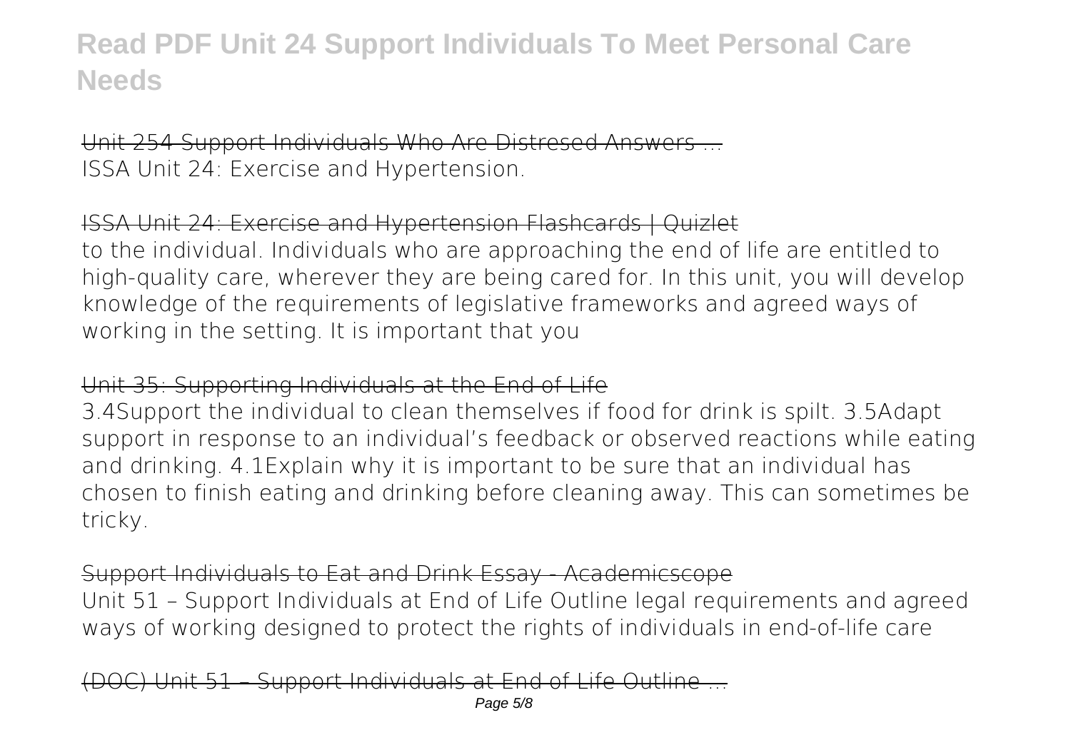Unit 254 Support Individuals Who Are Distresed Answers ...

ISSA Unit 24: Exercise and Hypertension.

ISSA Unit 24: Exercise and Hypertension Flashcards | Quizlet

to the individual. Individuals who are approaching the end of life are entitled to high-quality care, wherever they are being cared for. In this unit, you will develop knowledge of the requirements of legislative frameworks and agreed ways of working in the setting. It is important that you

Unit 35: Supporting Individuals at the End of Life

3.4Support the individual to clean themselves if food for drink is spilt. 3.5Adapt support in response to an individual's feedback or observed reactions while eating and drinking. 4.1Explain why it is important to be sure that an individual has chosen to finish eating and drinking before cleaning away. This can sometimes be tricky.

Support Individuals to Eat and Drink Essay - Academicscope

Unit 51 – Support Individuals at End of Life Outline legal requirements and agreed ways of working designed to protect the rights of individuals in end-of-life care

(DOC) Unit 51 – Support Individuals at End of Life Outline ...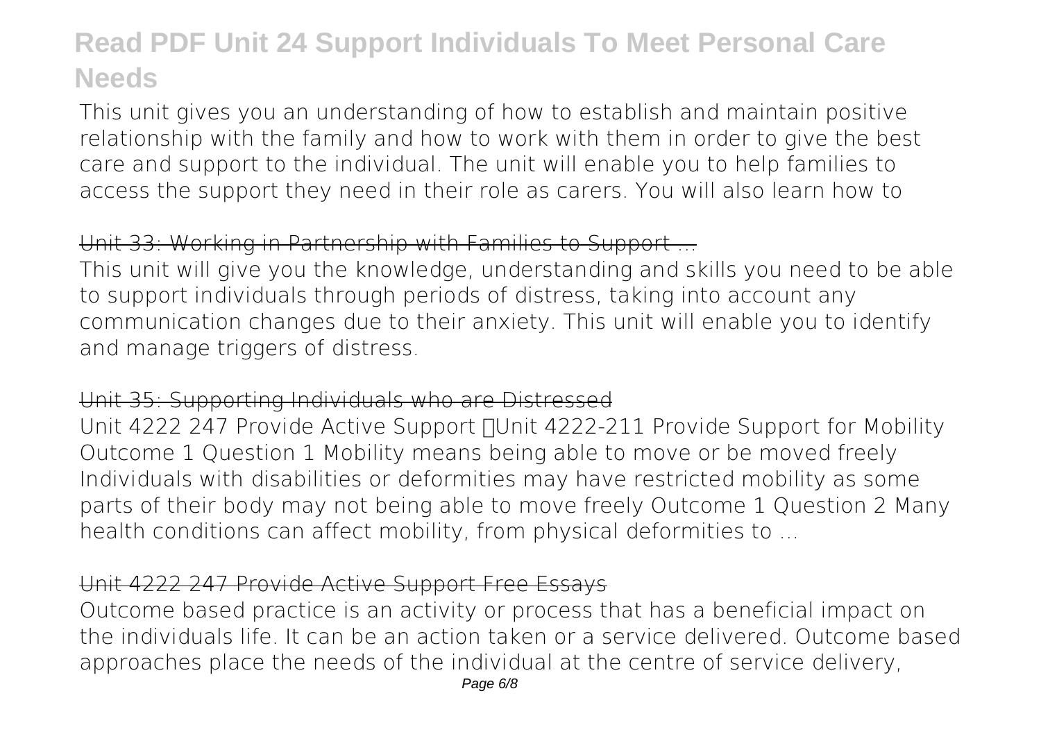This unit gives you an understanding of how to establish and maintain positive relationship with the family and how to work with them in order to give the best care and support to the individual. The unit will enable you to help families to access the support they need in their role as carers. You will also learn how to

## Unit 33: Working in Partnership with Families to Support ...

This unit will give you the knowledge, understanding and skills you need to be able to support individuals through periods of distress, taking into account any communication changes due to their anxiety. This unit will enable you to identify and manage triggers of distress.

## Unit 35: Supporting Individuals who are Distressed

Unit 4222 247 Provide Active Support Unit 4222-211 Provide Support for Mobility Outcome 1 Question 1 Mobility means being able to move or be moved freely Individuals with disabilities or deformities may have restricted mobility as some parts of their body may not being able to move freely Outcome 1 Question 2 Many health conditions can affect mobility, from physical deformities to ...

## Unit 4222 247 Provide Active Support Free Essays

Outcome based practice is an activity or process that has a beneficial impact on the individuals life. It can be an action taken or a service delivered. Outcome based approaches place the needs of the individual at the centre of service delivery,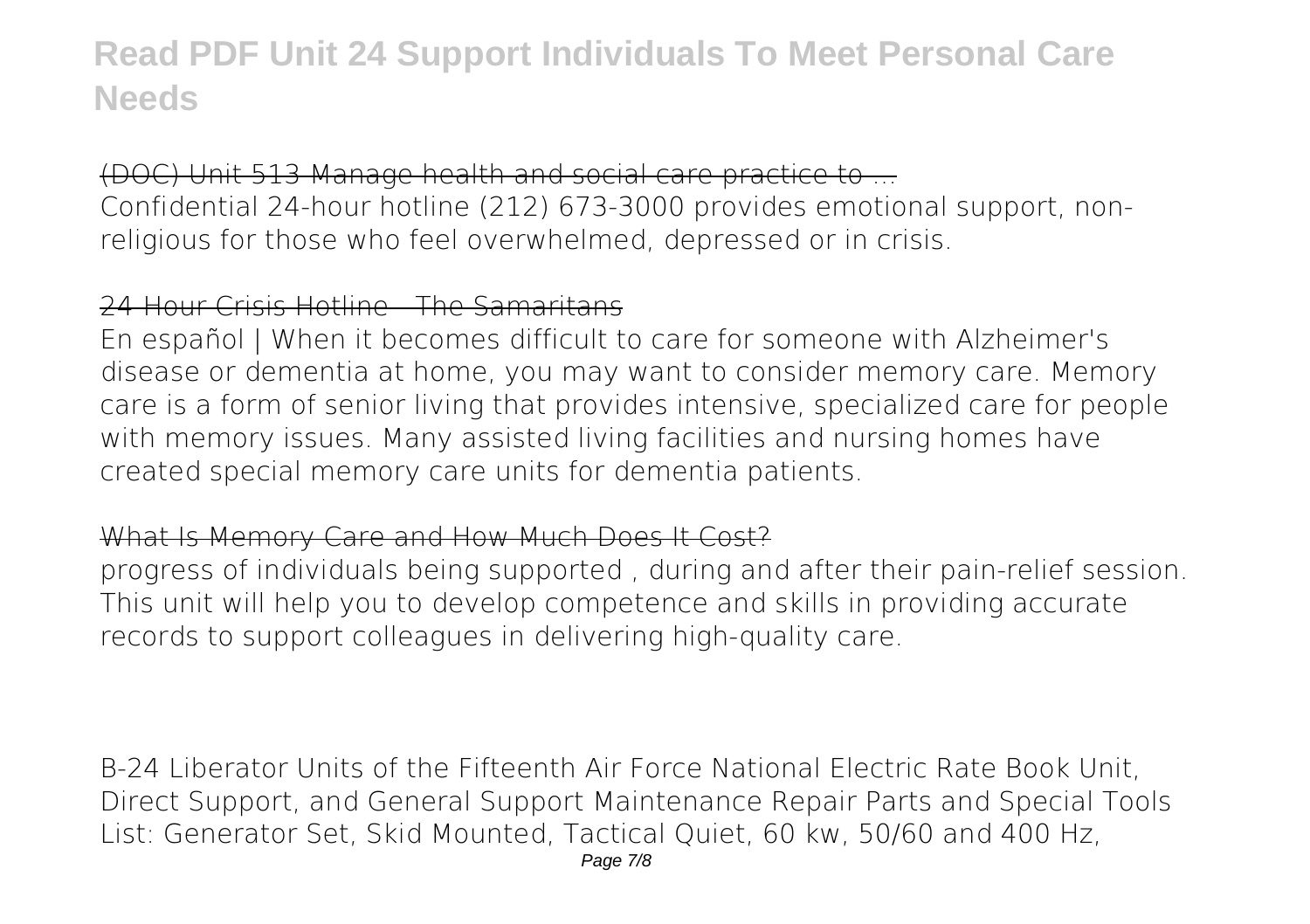## (DOC) Unit 513 Manage health and social care practice to ...

Confidential 24-hour hotline (212) 673-3000 provides emotional support, non-religious for those who feel overwhelmed, depressed or in crisis.

## 24 Hour Crisis Hotline - The Samaritans

En español | When it becomes difficult to care for someone with Alzheimer's disease or dementia at home, you may want to consider memory care. Memory care is a form of senior living that provides intensive, specialized care for people with memory issues. Many assisted living facilities and nursing homes have created special memory care units for dementia patients.

## What Is Memory Care and How Much Does It Cost?

progress of individuals being supported , during and after their pain-relief session. This unit will help you to develop competence and skills in providing accurate records to support colleagues in delivering high-quality care.

B-24 Liberator Units of the Fifteenth Air Force National Electric Rate Book Unit, Direct Support, and General Support Maintenance Repair Parts and Special Tools List: Generator Set, Skid Mounted, Tactical Quiet, 60 kw, 50/60 and 400 Hz,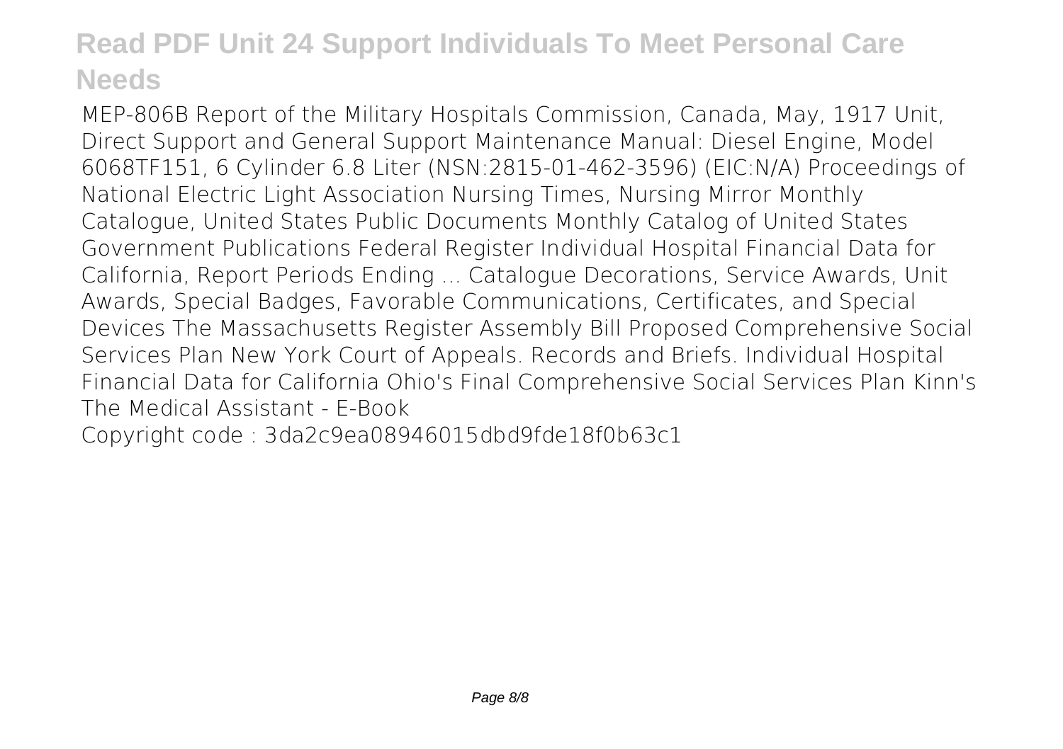MEP-806B Report of the Military Hospitals Commission, Canada, May, 1917 Unit, Direct Support and General Support Maintenance Manual: Diesel Engine, Model 6068TF151, 6 Cylinder 6.8 Liter (NSN:2815-01-462-3596) (EIC:N/A) Proceedings of National Electric Light Association Nursing Times, Nursing Mirror Monthly Catalogue, United States Public Documents Monthly Catalog of United States Government Publications Federal Register Individual Hospital Financial Data for California, Report Periods Ending ... Catalogue Decorations, Service Awards, Unit Awards, Special Badges, Favorable Communications, Certificates, and Special Devices The Massachusetts Register Assembly Bill Proposed Comprehensive Social Services Plan New York Court of Appeals. Records and Briefs. Individual Hospital Financial Data for California Ohio's Final Comprehensive Social Services Plan Kinn's The Medical Assistant - E-Book

Copyright code : 3da2c9ea08946015dbd9fde18f0b63c1